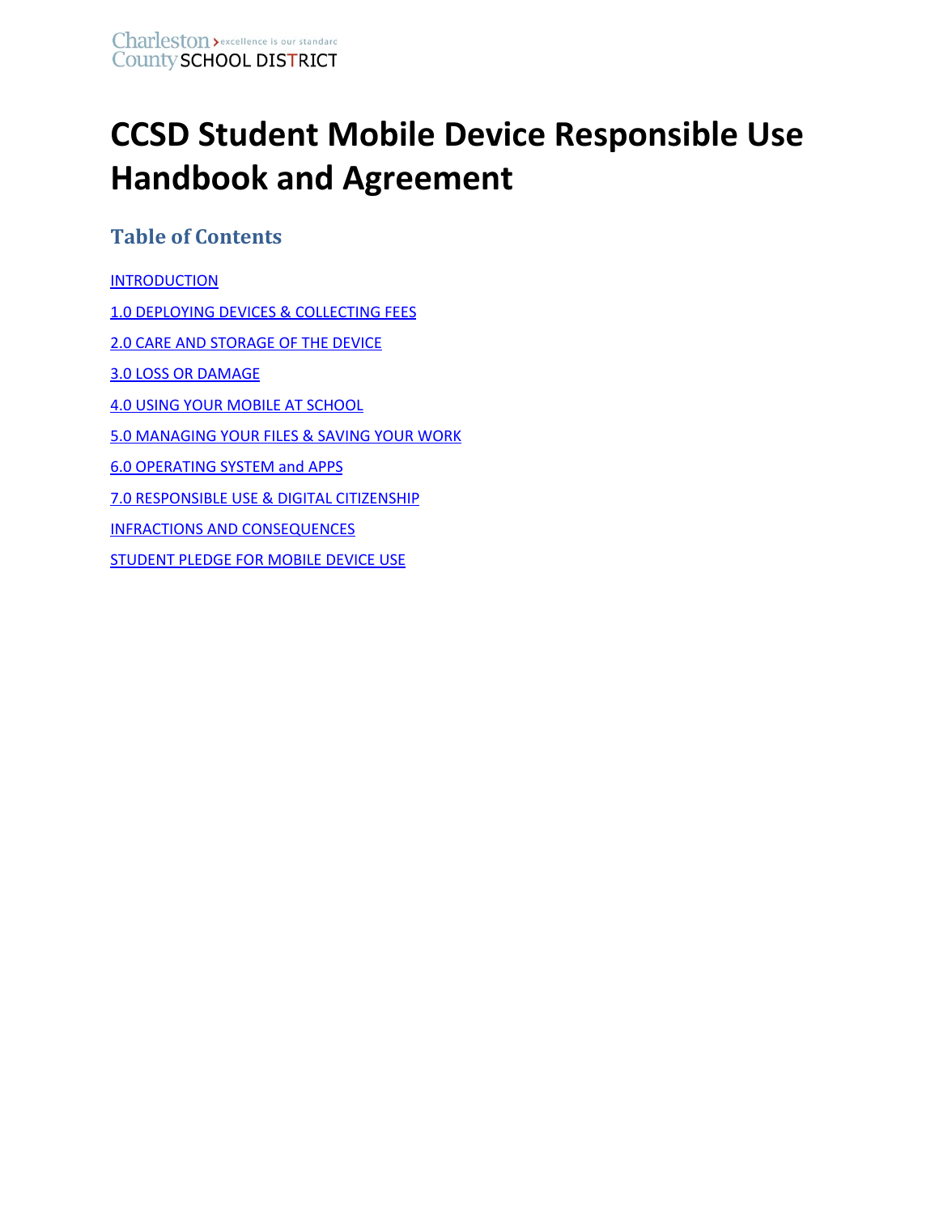Charleston County SCHOOL DISTRICT — excellence is our standard

# CCSD Student Mobile Device Responsible Use Handbook and Agreement

## Table of Contents

INTRODUCTION

1.0 DEPLOYING DEVICES & COLLECTING FEES

2.0 CARE AND STORAGE OF THE DEVICE

3.0 LOSS OR DAMAGE

4.0 USING YOUR MOBILE AT SCHOOL

5.0 MANAGING YOUR FILES & SAVING YOUR WORK

6.0 OPERATING SYSTEM and APPS

7.0 RESPONSIBLE USE & DIGITAL CITIZENSHIP

INFRACTIONS AND CONSEQUENCES

STUDENT PLEDGE FOR MOBILE DEVICE USE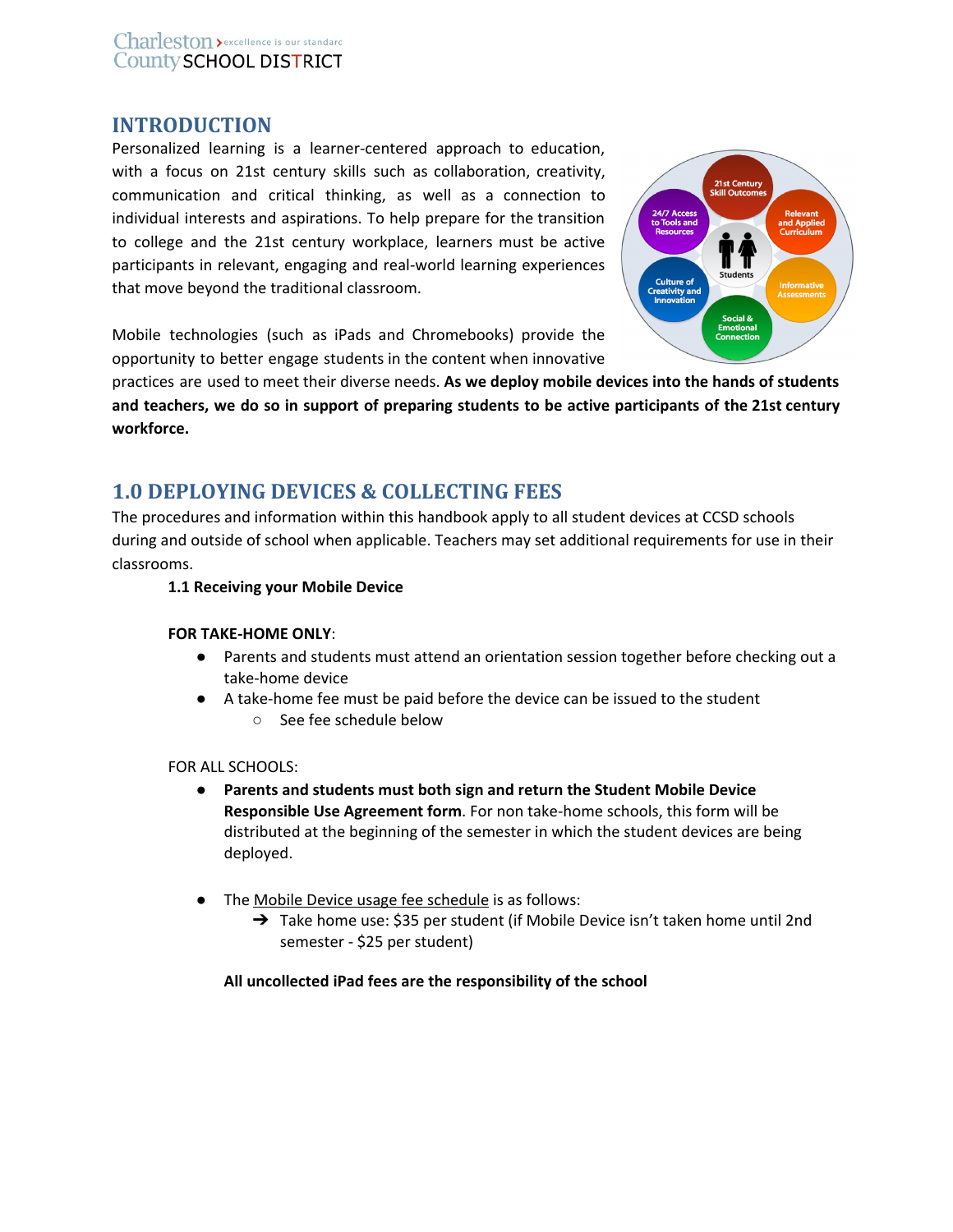## INTRODUCTION

Personalized learning is a learner-centered approach to education, with a focus on 21st century skills such as collaboration, creativity, communication and critical thinking, as well as a connection to individual interests and aspirations. To help prepare for the transition to college and the 21st century workplace, learners must be active participants in relevant, engaging and real-world learning experiences that move beyond the traditional classroom.

Mobile technologies (such as iPads and Chromebooks) provide the opportunity to better engage students in the content when innovative practices are used to meet their diverse needs. **As we deploy mobile devices into the hands of students and teachers, we do so in support of preparing students to be active participants of the 21st century workforce.**

## 1.0 DEPLOYING DEVICES & COLLECTING FEES

The procedures and information within this handbook apply to all student devices at CCSD schools during and outside of school when applicable. Teachers may set additional requirements for use in their classrooms.

**1.1 Receiving your Mobile Device**

**FOR TAKE-HOME ONLY**:

- Parents and students must attend an orientation session together before checking out a take-home device
- A take-home fee must be paid before the device can be issued to the student
  - See fee schedule below

FOR ALL SCHOOLS:

- **Parents and students must both sign and return the Student Mobile Device Responsible Use Agreement form**. For non take-home schools, this form will be distributed at the beginning of the semester in which the student devices are being deployed.
- The Mobile Device usage fee schedule is as follows:
  - ➔ Take home use: $35 per student (if Mobile Device isn't taken home until 2nd semester - $25 per student)

**All uncollected iPad fees are the responsibility of the school**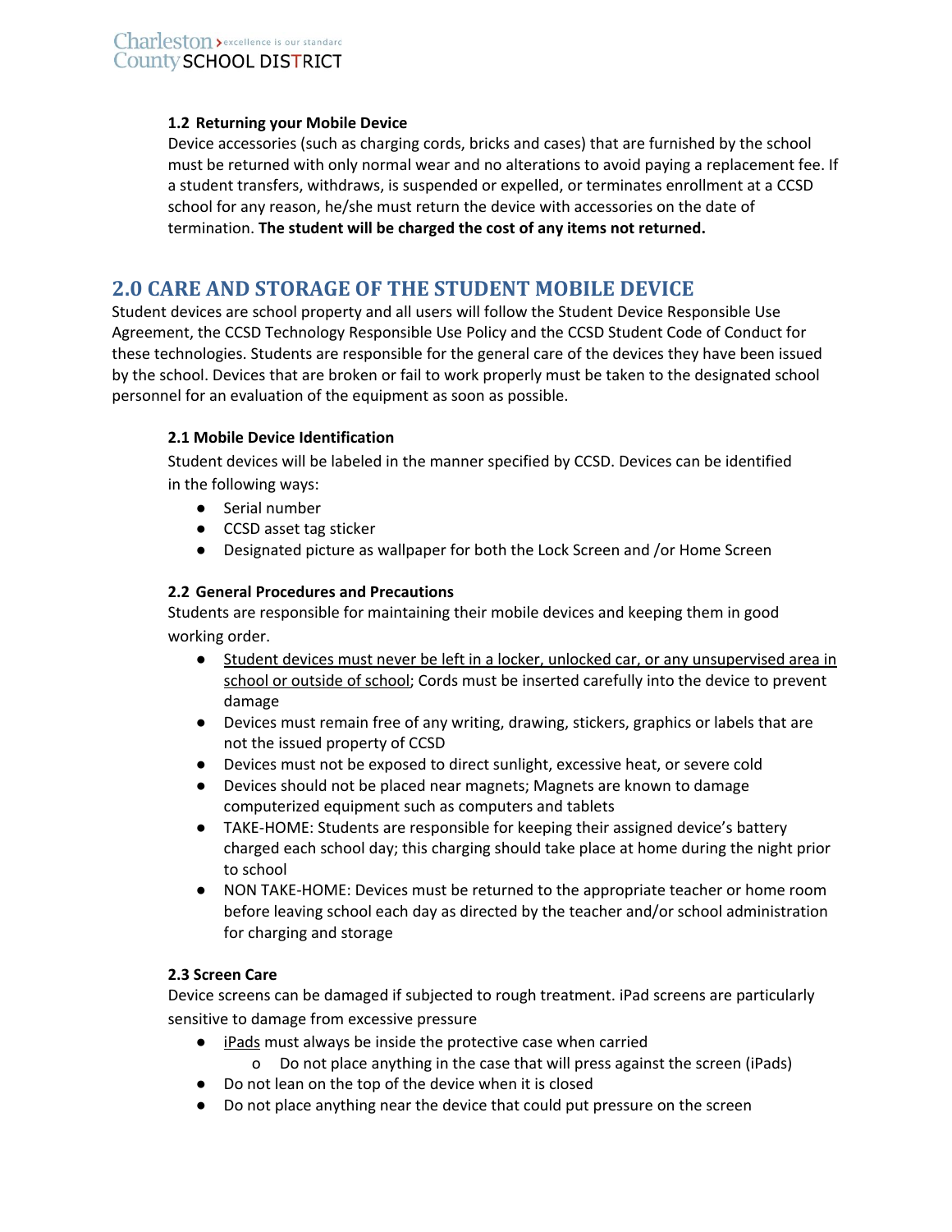**1.2 Returning your Mobile Device**

Device accessories (such as charging cords, bricks and cases) that are furnished by the school must be returned with only normal wear and no alterations to avoid paying a replacement fee. If a student transfers, withdraws, is suspended or expelled, or terminates enrollment at a CCSD school for any reason, he/she must return the device with accessories on the date of termination. **The student will be charged the cost of any items not returned.**

## 2.0 CARE AND STORAGE OF THE STUDENT MOBILE DEVICE

Student devices are school property and all users will follow the Student Device Responsible Use Agreement, the CCSD Technology Responsible Use Policy and the CCSD Student Code of Conduct for these technologies. Students are responsible for the general care of the devices they have been issued by the school. Devices that are broken or fail to work properly must be taken to the designated school personnel for an evaluation of the equipment as soon as possible.

**2.1 Mobile Device Identification**

Student devices will be labeled in the manner specified by CCSD. Devices can be identified in the following ways:

- Serial number
- CCSD asset tag sticker
- Designated picture as wallpaper for both the Lock Screen and /or Home Screen

**2.2 General Procedures and Precautions**

Students are responsible for maintaining their mobile devices and keeping them in good working order.

- <u>Student devices must never be left in a locker, unlocked car, or any unsupervised area in school or outside of school</u>; Cords must be inserted carefully into the device to prevent damage
- Devices must remain free of any writing, drawing, stickers, graphics or labels that are not the issued property of CCSD
- Devices must not be exposed to direct sunlight, excessive heat, or severe cold
- Devices should not be placed near magnets; Magnets are known to damage computerized equipment such as computers and tablets
- TAKE-HOME: Students are responsible for keeping their assigned device's battery charged each school day; this charging should take place at home during the night prior to school
- NON TAKE-HOME: Devices must be returned to the appropriate teacher or home room before leaving school each day as directed by the teacher and/or school administration for charging and storage

**2.3 Screen Care**

Device screens can be damaged if subjected to rough treatment. iPad screens are particularly sensitive to damage from excessive pressure

- <u>iPads</u> must always be inside the protective case when carried
  - o Do not place anything in the case that will press against the screen (iPads)
- Do not lean on the top of the device when it is closed
- Do not place anything near the device that could put pressure on the screen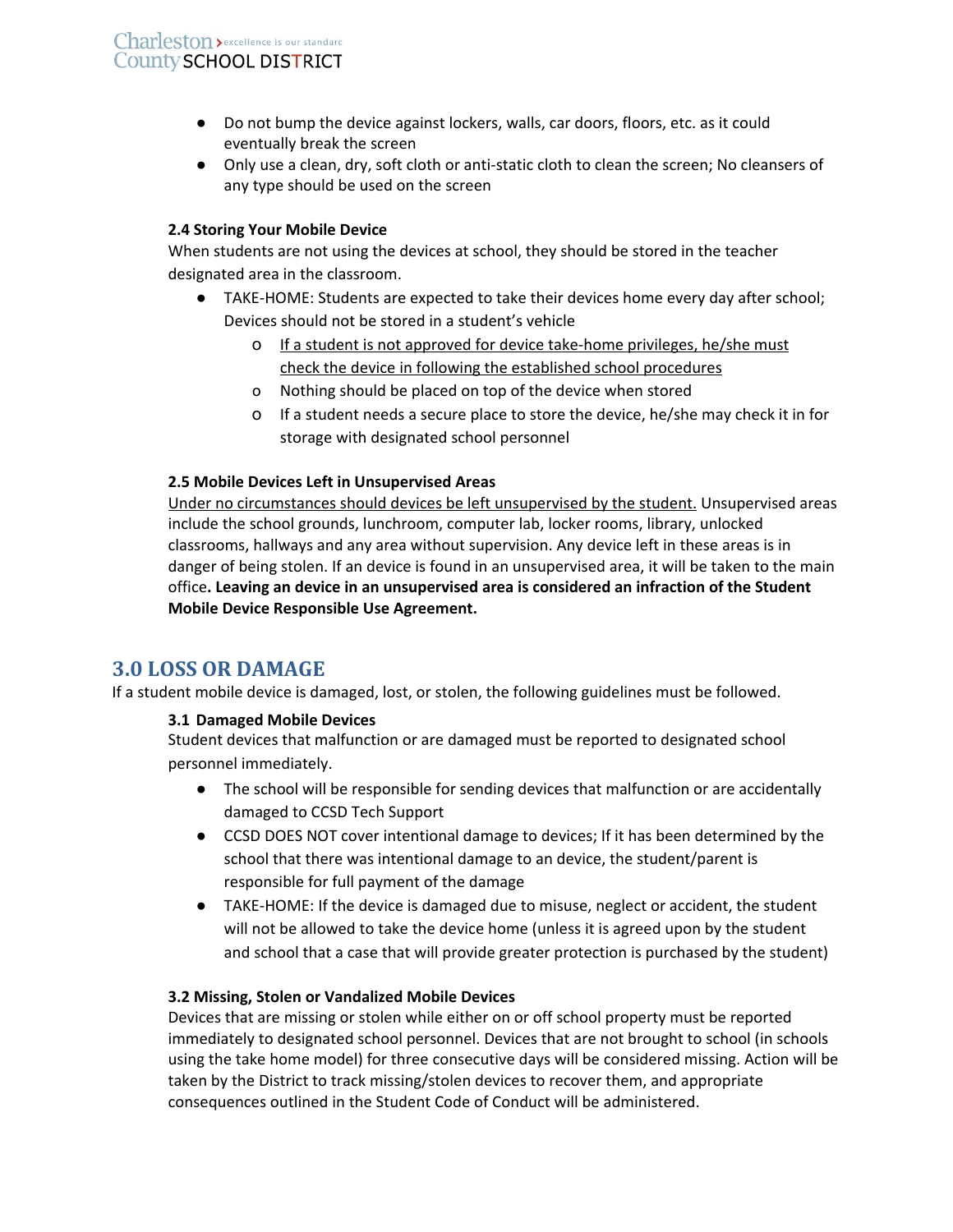- Do not bump the device against lockers, walls, car doors, floors, etc. as it could eventually break the screen
- Only use a clean, dry, soft cloth or anti-static cloth to clean the screen; No cleansers of any type should be used on the screen

### 2.4 Storing Your Mobile Device

When students are not using the devices at school, they should be stored in the teacher designated area in the classroom.

- TAKE-HOME: Students are expected to take their devices home every day after school; Devices should not be stored in a student's vehicle
    - <u>If a student is not approved for device take-home privileges, he/she must check the device in following the established school procedures</u>
    - Nothing should be placed on top of the device when stored
    - If a student needs a secure place to store the device, he/she may check it in for storage with designated school personnel

### 2.5 Mobile Devices Left in Unsupervised Areas

<u>Under no circumstances should devices be left unsupervised by the student.</u> Unsupervised areas include the school grounds, lunchroom, computer lab, locker rooms, library, unlocked classrooms, hallways and any area without supervision. Any device left in these areas is in danger of being stolen. If an device is found in an unsupervised area, it will be taken to the main office**. Leaving an device in an unsupervised area is considered an infraction of the Student Mobile Device Responsible Use Agreement.**

## 3.0 LOSS OR DAMAGE

If a student mobile device is damaged, lost, or stolen, the following guidelines must be followed.

### 3.1 Damaged Mobile Devices

Student devices that malfunction or are damaged must be reported to designated school personnel immediately.

- The school will be responsible for sending devices that malfunction or are accidentally damaged to CCSD Tech Support
- CCSD DOES NOT cover intentional damage to devices; If it has been determined by the school that there was intentional damage to an device, the student/parent is responsible for full payment of the damage
- TAKE-HOME: If the device is damaged due to misuse, neglect or accident, the student will not be allowed to take the device home (unless it is agreed upon by the student and school that a case that will provide greater protection is purchased by the student)

### 3.2 Missing, Stolen or Vandalized Mobile Devices

Devices that are missing or stolen while either on or off school property must be reported immediately to designated school personnel. Devices that are not brought to school (in schools using the take home model) for three consecutive days will be considered missing. Action will be taken by the District to track missing/stolen devices to recover them, and appropriate consequences outlined in the Student Code of Conduct will be administered.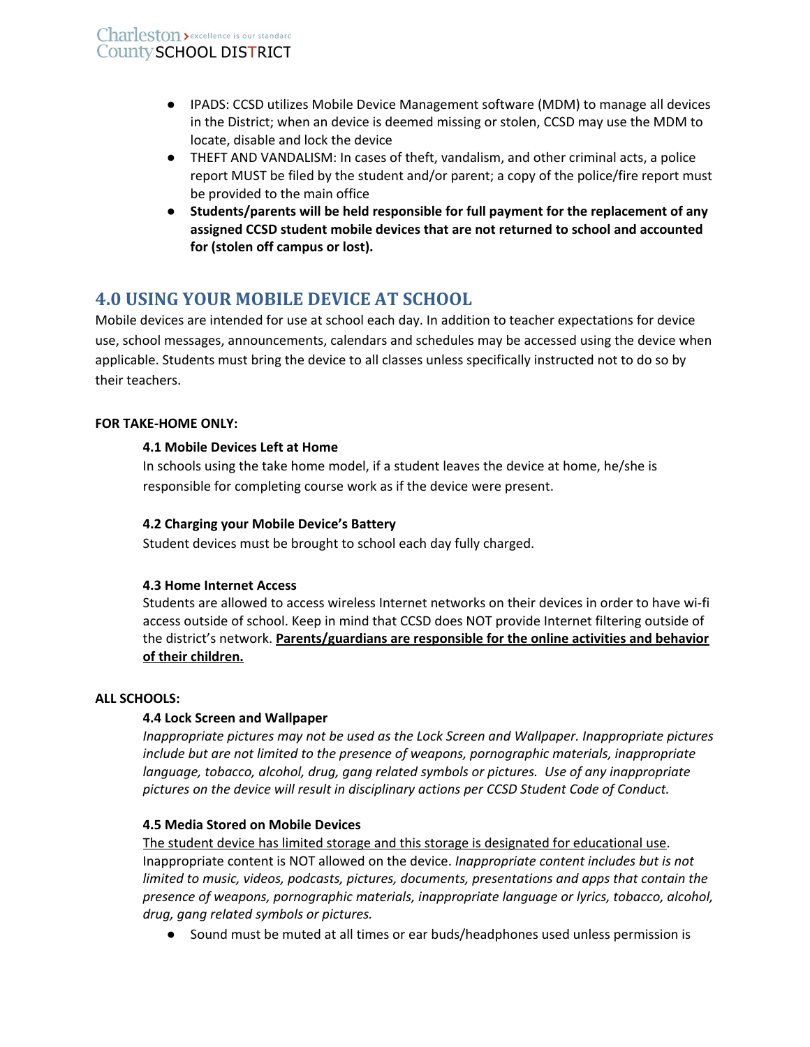- IPADS: CCSD utilizes Mobile Device Management software (MDM) to manage all devices in the District; when an device is deemed missing or stolen, CCSD may use the MDM to locate, disable and lock the device
- THEFT AND VANDALISM: In cases of theft, vandalism, and other criminal acts, a police report MUST be filed by the student and/or parent; a copy of the police/fire report must be provided to the main office
- **Students/parents will be held responsible for full payment for the replacement of any assigned CCSD student mobile devices that are not returned to school and accounted for (stolen off campus or lost).**

## 4.0 USING YOUR MOBILE DEVICE AT SCHOOL

Mobile devices are intended for use at school each day. In addition to teacher expectations for device use, school messages, announcements, calendars and schedules may be accessed using the device when applicable. Students must bring the device to all classes unless specifically instructed not to do so by their teachers.

**FOR TAKE-HOME ONLY:**

**4.1 Mobile Devices Left at Home**

In schools using the take home model, if a student leaves the device at home, he/she is responsible for completing course work as if the device were present.

**4.2 Charging your Mobile Device's Battery**

Student devices must be brought to school each day fully charged.

**4.3 Home Internet Access**

Students are allowed to access wireless Internet networks on their devices in order to have wi-fi access outside of school. Keep in mind that CCSD does NOT provide Internet filtering outside of the district's network. <u>**Parents/guardians are responsible for the online activities and behavior of their children.**</u>

**ALL SCHOOLS:**

**4.4 Lock Screen and Wallpaper**

*Inappropriate pictures may not be used as the Lock Screen and Wallpaper. Inappropriate pictures include but are not limited to the presence of weapons, pornographic materials, inappropriate language, tobacco, alcohol, drug, gang related symbols or pictures. Use of any inappropriate pictures on the device will result in disciplinary actions per CCSD Student Code of Conduct.*

**4.5 Media Stored on Mobile Devices**

<u>The student device has limited storage and this storage is designated for educational use</u>. Inappropriate content is NOT allowed on the device. *Inappropriate content includes but is not limited to music, videos, podcasts, pictures, documents, presentations and apps that contain the presence of weapons, pornographic materials, inappropriate language or lyrics, tobacco, alcohol, drug, gang related symbols or pictures.*

- Sound must be muted at all times or ear buds/headphones used unless permission is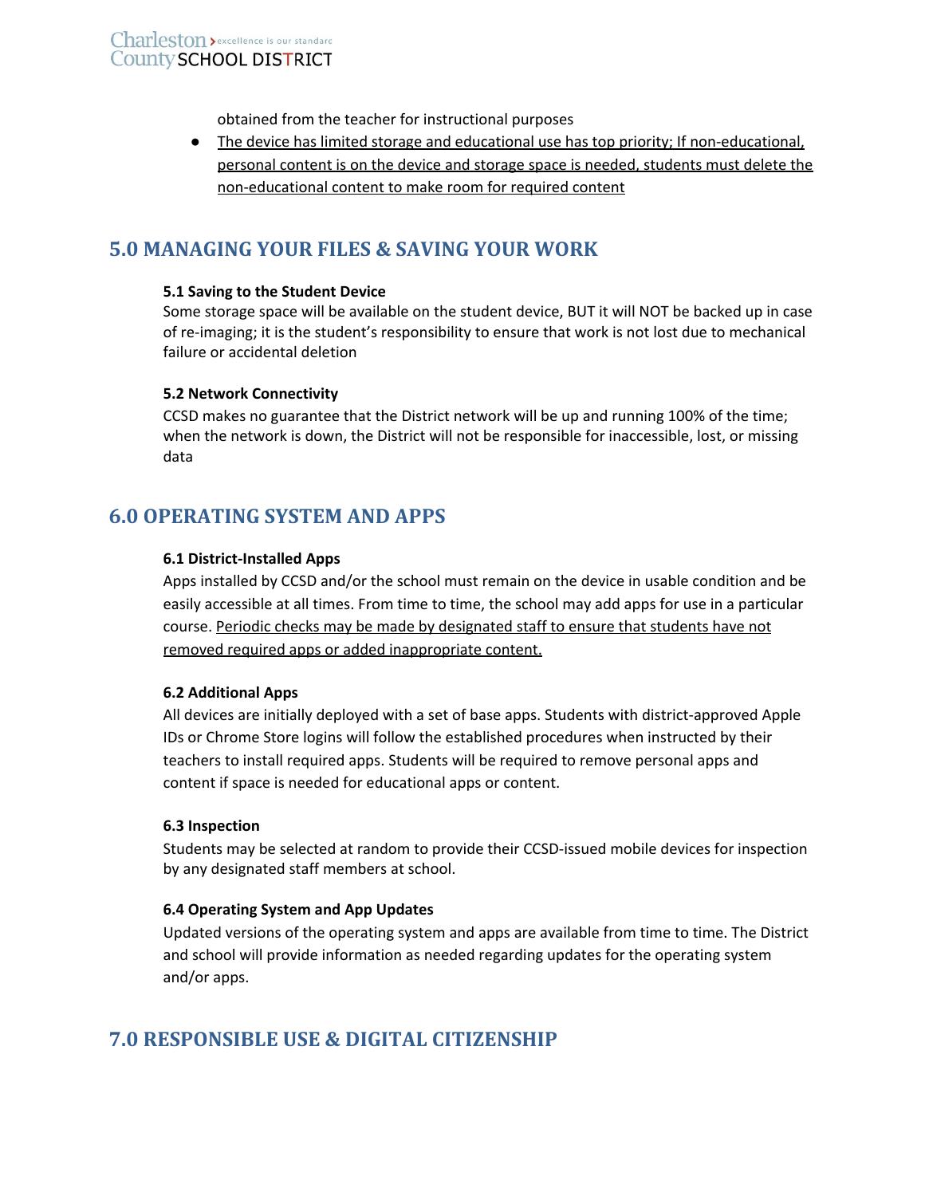obtained from the teacher for instructional purposes

- The device has limited storage and educational use has top priority; If non-educational, personal content is on the device and storage space is needed, students must delete the non-educational content to make room for required content

## 5.0 MANAGING YOUR FILES & SAVING YOUR WORK

**5.1 Saving to the Student Device**

Some storage space will be available on the student device, BUT it will NOT be backed up in case of re-imaging; it is the student's responsibility to ensure that work is not lost due to mechanical failure or accidental deletion

**5.2 Network Connectivity**

CCSD makes no guarantee that the District network will be up and running 100% of the time; when the network is down, the District will not be responsible for inaccessible, lost, or missing data

## 6.0 OPERATING SYSTEM AND APPS

**6.1 District-Installed Apps**

Apps installed by CCSD and/or the school must remain on the device in usable condition and be easily accessible at all times. From time to time, the school may add apps for use in a particular course. Periodic checks may be made by designated staff to ensure that students have not removed required apps or added inappropriate content.

**6.2 Additional Apps**

All devices are initially deployed with a set of base apps. Students with district-approved Apple IDs or Chrome Store logins will follow the established procedures when instructed by their teachers to install required apps. Students will be required to remove personal apps and content if space is needed for educational apps or content.

**6.3 Inspection**

Students may be selected at random to provide their CCSD-issued mobile devices for inspection by any designated staff members at school.

**6.4 Operating System and App Updates**

Updated versions of the operating system and apps are available from time to time. The District and school will provide information as needed regarding updates for the operating system and/or apps.

## 7.0 RESPONSIBLE USE & DIGITAL CITIZENSHIP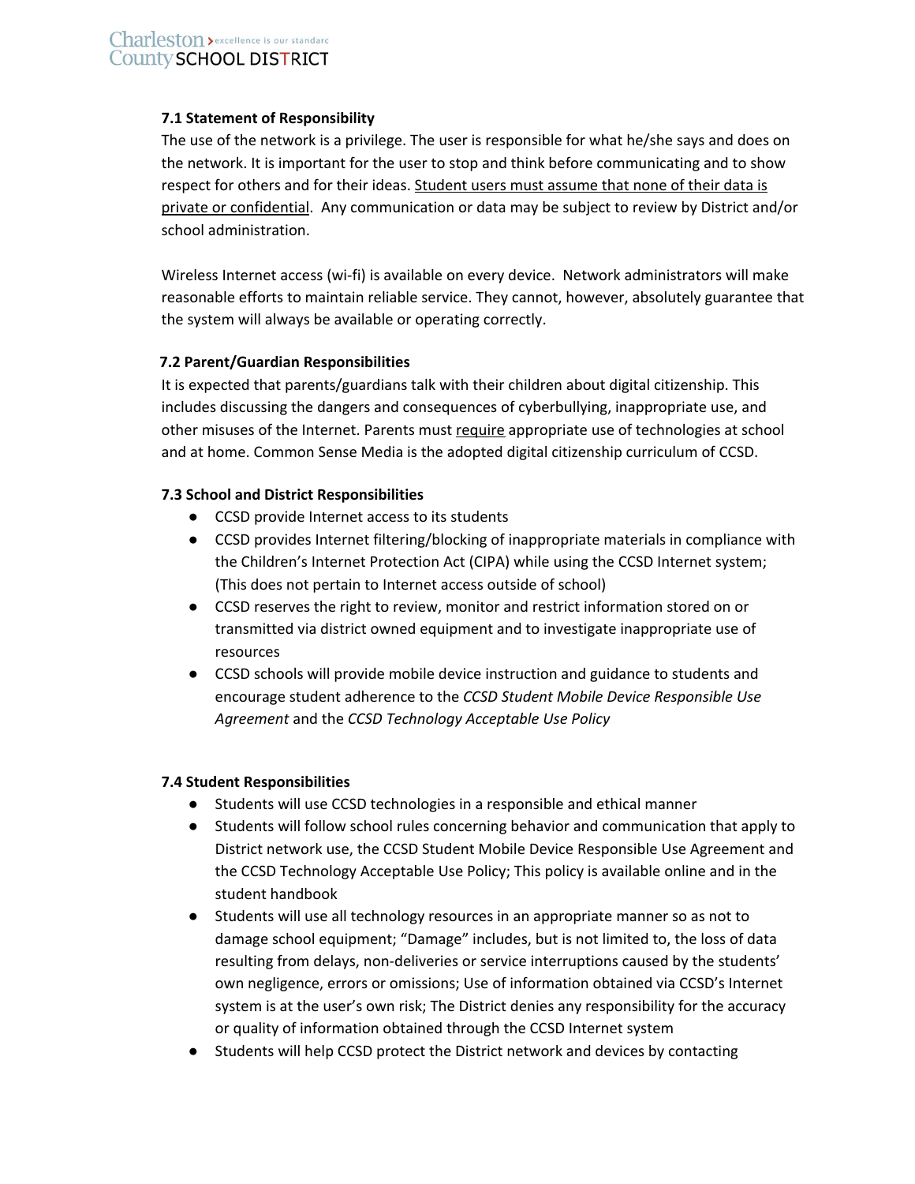**7.1 Statement of Responsibility**

The use of the network is a privilege. The user is responsible for what he/she says and does on the network. It is important for the user to stop and think before communicating and to show respect for others and for their ideas. <u>Student users must assume that none of their data is private or confidential</u>. Any communication or data may be subject to review by District and/or school administration.

Wireless Internet access (wi-fi) is available on every device. Network administrators will make reasonable efforts to maintain reliable service. They cannot, however, absolutely guarantee that the system will always be available or operating correctly.

**7.2 Parent/Guardian Responsibilities**

It is expected that parents/guardians talk with their children about digital citizenship. This includes discussing the dangers and consequences of cyberbullying, inappropriate use, and other misuses of the Internet. Parents must <u>require</u> appropriate use of technologies at school and at home. Common Sense Media is the adopted digital citizenship curriculum of CCSD.

**7.3 School and District Responsibilities**

- CCSD provide Internet access to its students
- CCSD provides Internet filtering/blocking of inappropriate materials in compliance with the Children's Internet Protection Act (CIPA) while using the CCSD Internet system; (This does not pertain to Internet access outside of school)
- CCSD reserves the right to review, monitor and restrict information stored on or transmitted via district owned equipment and to investigate inappropriate use of resources
- CCSD schools will provide mobile device instruction and guidance to students and encourage student adherence to the *CCSD Student Mobile Device Responsible Use Agreement* and the *CCSD Technology Acceptable Use Policy*

**7.4 Student Responsibilities**

- Students will use CCSD technologies in a responsible and ethical manner
- Students will follow school rules concerning behavior and communication that apply to District network use, the CCSD Student Mobile Device Responsible Use Agreement and the CCSD Technology Acceptable Use Policy; This policy is available online and in the student handbook
- Students will use all technology resources in an appropriate manner so as not to damage school equipment; "Damage" includes, but is not limited to, the loss of data resulting from delays, non-deliveries or service interruptions caused by the students' own negligence, errors or omissions; Use of information obtained via CCSD's Internet system is at the user's own risk; The District denies any responsibility for the accuracy or quality of information obtained through the CCSD Internet system
- Students will help CCSD protect the District network and devices by contacting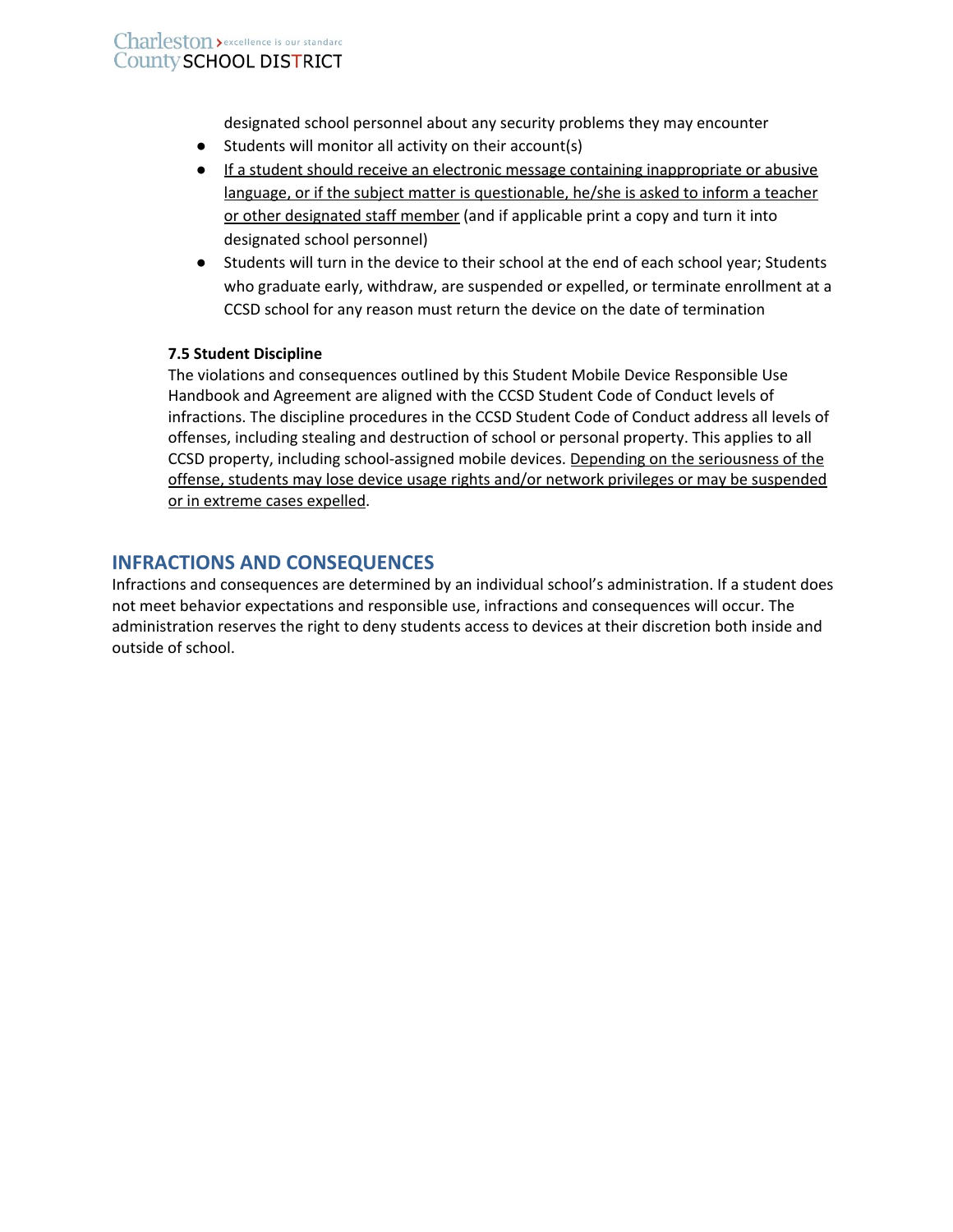designated school personnel about any security problems they may encounter

- Students will monitor all activity on their account(s)
- <u>If a student should receive an electronic message containing inappropriate or abusive language, or if the subject matter is questionable, he/she is asked to inform a teacher or other designated staff member</u> (and if applicable print a copy and turn it into designated school personnel)
- Students will turn in the device to their school at the end of each school year; Students who graduate early, withdraw, are suspended or expelled, or terminate enrollment at a CCSD school for any reason must return the device on the date of termination

**7.5 Student Discipline**

The violations and consequences outlined by this Student Mobile Device Responsible Use Handbook and Agreement are aligned with the CCSD Student Code of Conduct levels of infractions. The discipline procedures in the CCSD Student Code of Conduct address all levels of offenses, including stealing and destruction of school or personal property. This applies to all CCSD property, including school-assigned mobile devices. <u>Depending on the seriousness of the offense, students may lose device usage rights and/or network privileges or may be suspended or in extreme cases expelled</u>.

## INFRACTIONS AND CONSEQUENCES

Infractions and consequences are determined by an individual school's administration. If a student does not meet behavior expectations and responsible use, infractions and consequences will occur. The administration reserves the right to deny students access to devices at their discretion both inside and outside of school.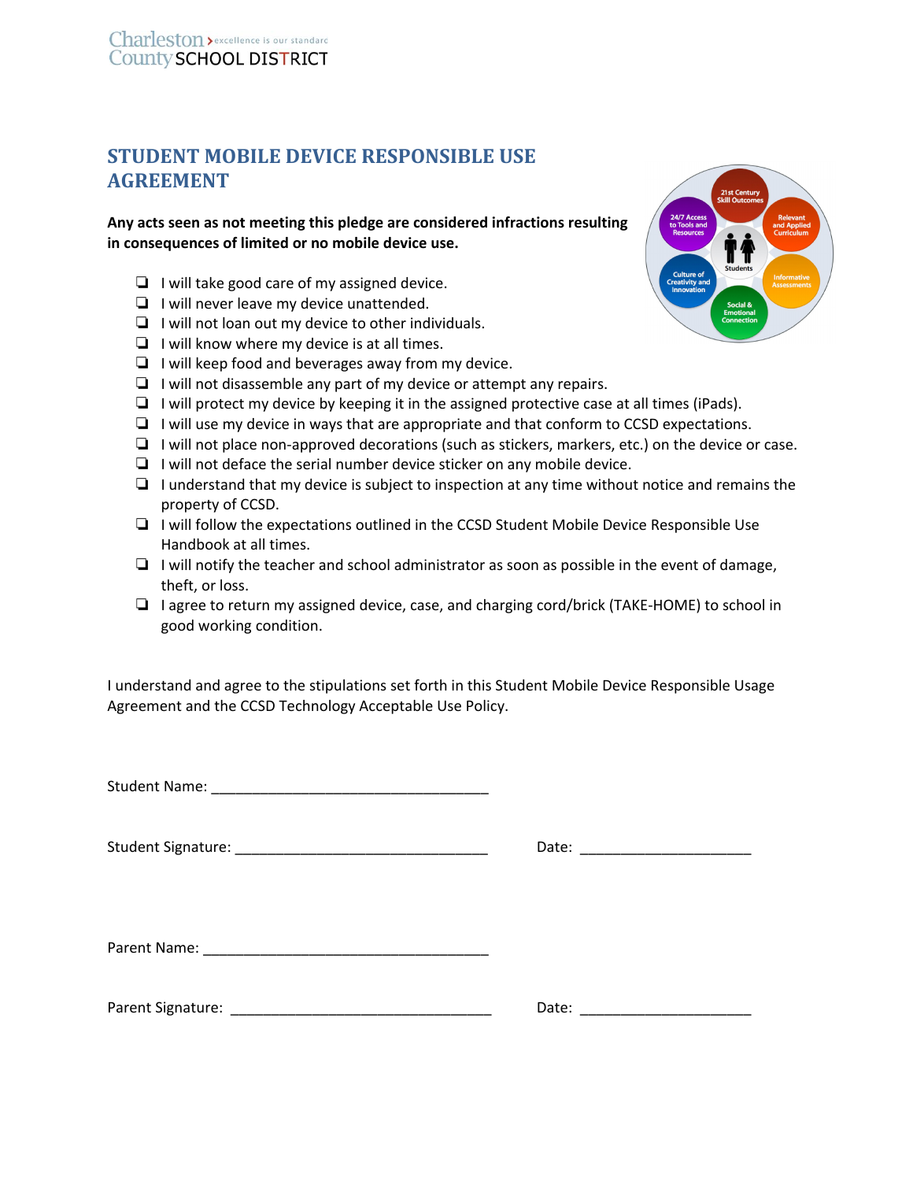Charleston County SCHOOL DISTRICT > excellence is our standard

## STUDENT MOBILE DEVICE RESPONSIBLE USE AGREEMENT

**Any acts seen as not meeting this pledge are considered infractions resulting in consequences of limited or no mobile device use.**

- ❑ I will take good care of my assigned device.
- ❑ I will never leave my device unattended.
- ❑ I will not loan out my device to other individuals.
- ❑ I will know where my device is at all times.
- ❑ I will keep food and beverages away from my device.
- ❑ I will not disassemble any part of my device or attempt any repairs.
- ❑ I will protect my device by keeping it in the assigned protective case at all times (iPads).
- ❑ I will use my device in ways that are appropriate and that conform to CCSD expectations.
- ❑ I will not place non-approved decorations (such as stickers, markers, etc.) on the device or case.
- ❑ I will not deface the serial number device sticker on any mobile device.
- ❑ I understand that my device is subject to inspection at any time without notice and remains the property of CCSD.
- ❑ I will follow the expectations outlined in the CCSD Student Mobile Device Responsible Use Handbook at all times.
- ❑ I will notify the teacher and school administrator as soon as possible in the event of damage, theft, or loss.
- ❑ I agree to return my assigned device, case, and charging cord/brick (TAKE-HOME) to school in good working condition.

I understand and agree to the stipulations set forth in this Student Mobile Device Responsible Usage Agreement and the CCSD Technology Acceptable Use Policy.

Student Name: ___________________________________

Student Signature: ________________________________ Date: _____________________

Parent Name: ____________________________________

Parent Signature: _________________________________ Date: _____________________